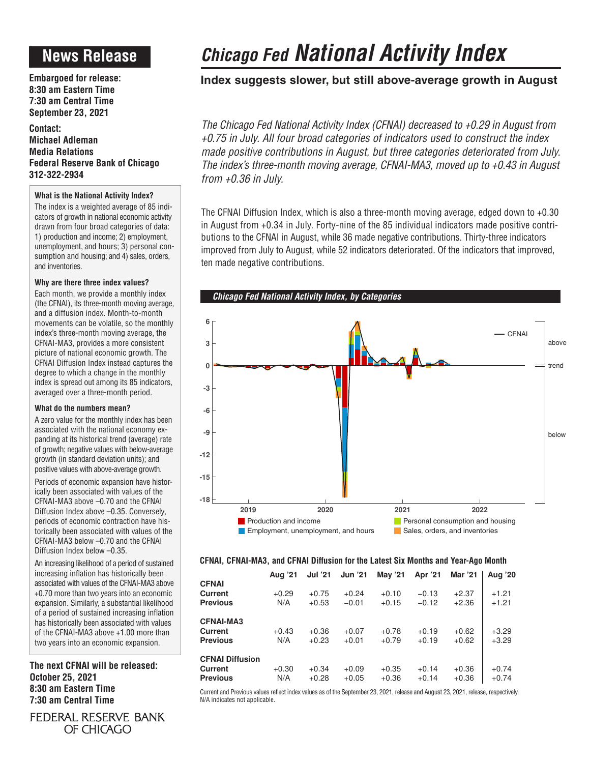# News Release

**Embargoed for release:**
**8:30 am Eastern Time**
**7:30 am Central Time**
**September 23, 2021**

**Contact:**
**Michael Adleman**
**Media Relations**
**Federal Reserve Bank of Chicago**
**312-322-2934**

### What is the National Activity Index?

The index is a weighted average of 85 indicators of growth in national economic activity drawn from four broad categories of data: 1) production and income; 2) employment, unemployment, and hours; 3) personal consumption and housing; and 4) sales, orders, and inventories.

### Why are there three index values?

Each month, we provide a monthly index (the CFNAI), its three-month moving average, and a diffusion index. Month-to-month movements can be volatile, so the monthly index's three-month moving average, the CFNAI-MA3, provides a more consistent picture of national economic growth. The CFNAI Diffusion Index instead captures the degree to which a change in the monthly index is spread out among its 85 indicators, averaged over a three-month period.

### What do the numbers mean?

A zero value for the monthly index has been associated with the national economy expanding at its historical trend (average) rate of growth; negative values with below-average growth (in standard deviation units); and positive values with above-average growth.

Periods of economic expansion have historically been associated with values of the CFNAI-MA3 above –0.70 and the CFNAI Diffusion Index above –0.35. Conversely, periods of economic contraction have historically been associated with values of the CFNAI-MA3 below –0.70 and the CFNAI Diffusion Index below –0.35.

An increasing likelihood of a period of sustained increasing inflation has historically been associated with values of the CFNAI-MA3 above +0.70 more than two years into an economic expansion. Similarly, a substantial likelihood of a period of sustained increasing inflation has historically been associated with values of the CFNAI-MA3 above +1.00 more than two years into an economic expansion.

**The next CFNAI will be released:**
**October 25, 2021**
**8:30 am Eastern Time**
**7:30 am Central Time**

FEDERAL RESERVE BANK OF CHICAGO

# *Chicago Fed* National Activity Index

## Index suggests slower, but still above-average growth in August

*The Chicago Fed National Activity Index (CFNAI) decreased to +0.29 in August from +0.75 in July. All four broad categories of indicators used to construct the index made positive contributions in August, but three categories deteriorated from July. The index's three-month moving average, CFNAI-MA3, moved up to +0.43 in August from +0.36 in July.*

The CFNAI Diffusion Index, which is also a three-month moving average, edged down to +0.30 in August from +0.34 in July. Forty-nine of the 85 individual indicators made positive contributions to the CFNAI in August, while 36 made negative contributions. Thirty-three indicators improved from July to August, while 52 indicators deteriorated. Of the indicators that improved, ten made negative contributions.

***Chicago Fed National Activity Index, by Categories***

### CFNAI, CFNAI-MA3, and CFNAI Diffusion for the Latest Six Months and Year-Ago Month

| | Aug '21 | Jul '21 | Jun '21 | May '21 | Apr '21 | Mar '21 | Aug '20 |
|---|---|---|---|---|---|---|---|
| **CFNAI** | | | | | | | |
| **Current** | +0.29 | +0.75 | +0.24 | +0.10 | –0.13 | +2.37 | +1.21 |
| **Previous** | N/A | +0.53 | –0.01 | +0.15 | –0.12 | +2.36 | +1.21 |
| **CFNAI-MA3** | | | | | | | |
| **Current** | +0.43 | +0.36 | +0.07 | +0.78 | +0.19 | +0.62 | +3.29 |
| **Previous** | N/A | +0.23 | +0.01 | +0.79 | +0.19 | +0.62 | +3.29 |
| **CFNAI Diffusion** | | | | | | | |
| **Current** | +0.30 | +0.34 | +0.09 | +0.35 | +0.14 | +0.36 | +0.74 |
| **Previous** | N/A | +0.28 | +0.05 | +0.36 | +0.14 | +0.36 | +0.74 |

Current and Previous values reflect index values as of the September 23, 2021, release and August 23, 2021, release, respectively. N/A indicates not applicable.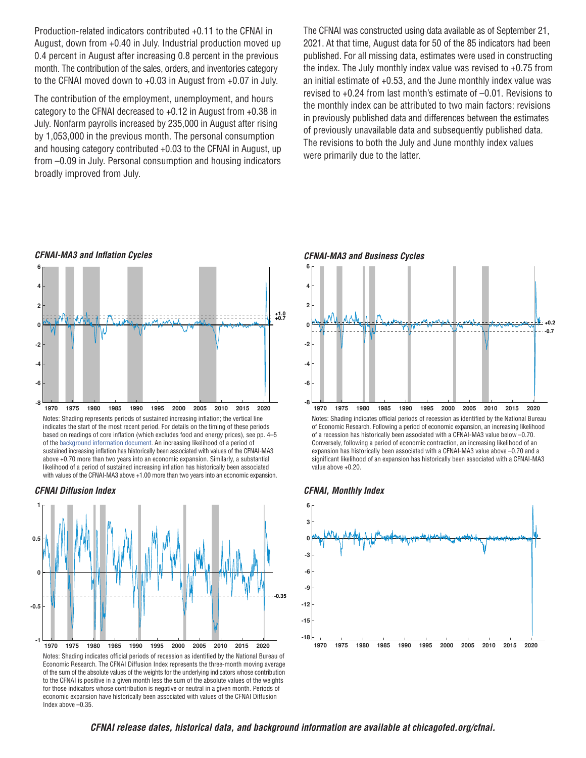Production-related indicators contributed +0.11 to the CFNAI in August, down from +0.40 in July. Industrial production moved up 0.4 percent in August after increasing 0.8 percent in the previous month. The contribution of the sales, orders, and inventories category to the CFNAI moved down to +0.03 in August from +0.07 in July.

The contribution of the employment, unemployment, and hours category to the CFNAI decreased to +0.12 in August from +0.38 in July. Nonfarm payrolls increased by 235,000 in August after rising by 1,053,000 in the previous month. The personal consumption and housing category contributed +0.03 to the CFNAI in August, up from –0.09 in July. Personal consumption and housing indicators broadly improved from July.

The CFNAI was constructed using data available as of September 21, 2021. At that time, August data for 50 of the 85 indicators had been published. For all missing data, estimates were used in constructing the index. The July monthly index value was revised to +0.75 from an initial estimate of +0.53, and the June monthly index value was revised to +0.24 from last month's estimate of –0.01. Revisions to the monthly index can be attributed to two main factors: revisions in previously published data and differences between the estimates of previously unavailable data and subsequently published data. The revisions to both the July and June monthly index values were primarily due to the latter.

### *CFNAI-MA3 and Inflation Cycles*

6
4
2
0
-2
-4
-6
-8
1970 1975 1980 1985 1990 1995 2000 2005 2010 2015 2020
+1.0
+0.7

Notes: Shading represents periods of sustained increasing inflation; the vertical line indicates the start of the most recent period. For details on the timing of these periods based on readings of core inflation (which excludes food and energy prices), see pp. 4–5 of the background information document. An increasing likelihood of a period of sustained increasing inflation has historically been associated with values of the CFNAI-MA3 above +0.70 more than two years into an economic expansion. Similarly, a substantial likelihood of a period of sustained increasing inflation has historically been associated with values of the CFNAI-MA3 above +1.00 more than two years into an economic expansion.

### *CFNAI-MA3 and Business Cycles*

6
4
2
0
-2
-4
-6
-8
1970 1975 1980 1985 1990 1995 2000 2005 2010 2015 2020
+0.2
-0.7

Notes: Shading indicates official periods of recession as identified by the National Bureau of Economic Research. Following a period of economic expansion, an increasing likelihood of a recession has historically been associated with a CFNAI-MA3 value below –0.70. Conversely, following a period of economic contraction, an increasing likelihood of an expansion has historically been associated with a CFNAI-MA3 value above –0.70 and a significant likelihood of an expansion has historically been associated with a CFNAI-MA3 value above +0.20.

### *CFNAI Diffusion Index*

1
0.5
0
-0.5
-1
1970 1975 1980 1985 1990 1995 2000 2005 2010 2015 2020
-0.35

Notes: Shading indicates official periods of recession as identified by the National Bureau of Economic Research. The CFNAI Diffusion Index represents the three-month moving average of the sum of the absolute values of the weights for the underlying indicators whose contribution to the CFNAI is positive in a given month less the sum of the absolute values of the weights for those indicators whose contribution is negative or neutral in a given month. Periods of economic expansion have historically been associated with values of the CFNAI Diffusion Index above –0.35.

### *CFNAI, Monthly Index*

6
3
0
-3
-6
-9
-12
-15
-18
1970 1975 1980 1985 1990 1995 2000 2005 2010 2015 2020

***CFNAI release dates, historical data, and background information are available at chicagofed.org/cfnai.***